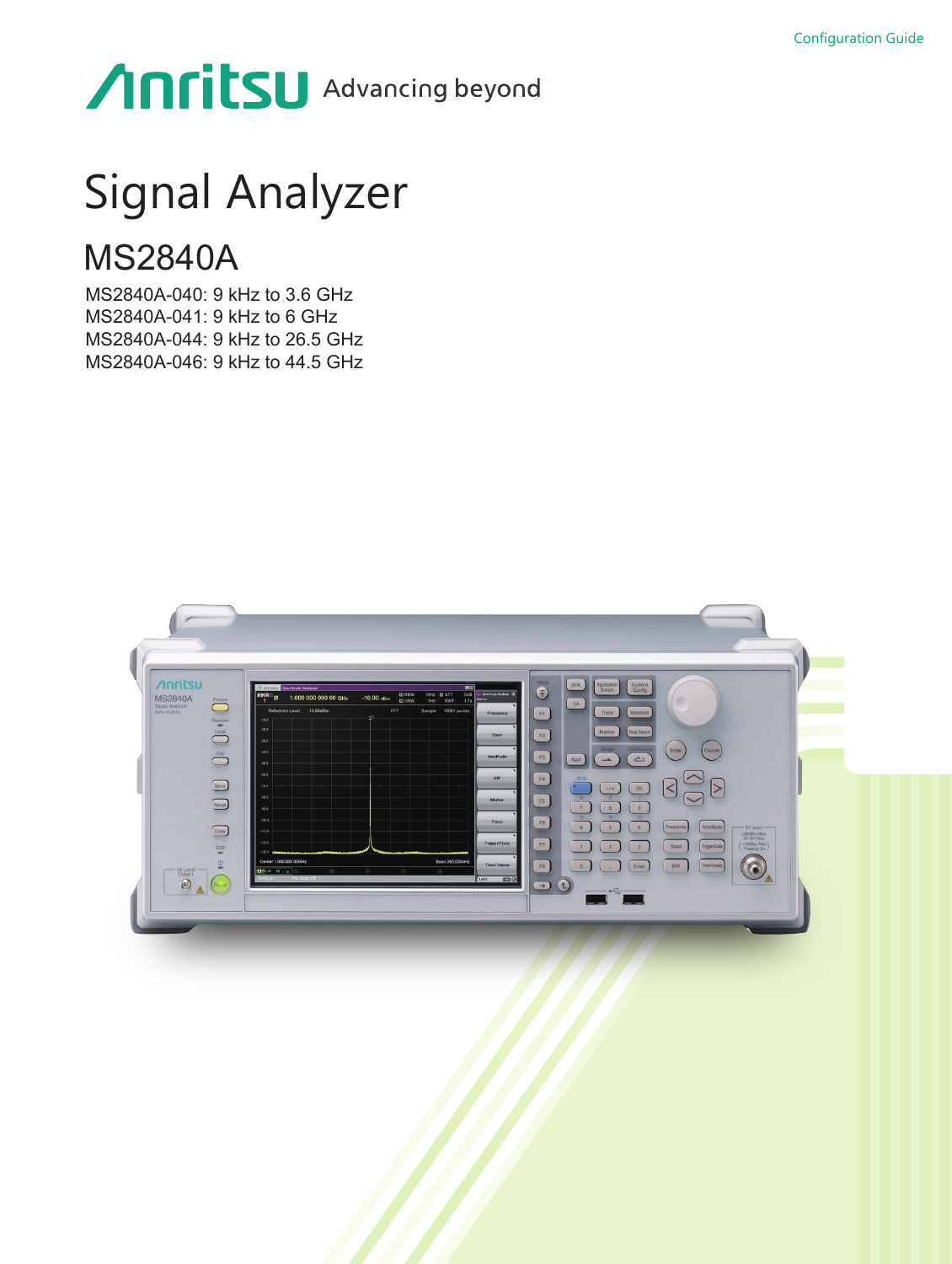Configuration Guide

Anritsu Advancing beyond

# Signal Analyzer

## MS2840A

MS2840A-040: 9 kHz to 3.6 GHz
MS2840A-041: 9 kHz to 6 GHz
MS2840A-044: 9 kHz to 26.5 GHz
MS2840A-046: 9 kHz to 44.5 GHz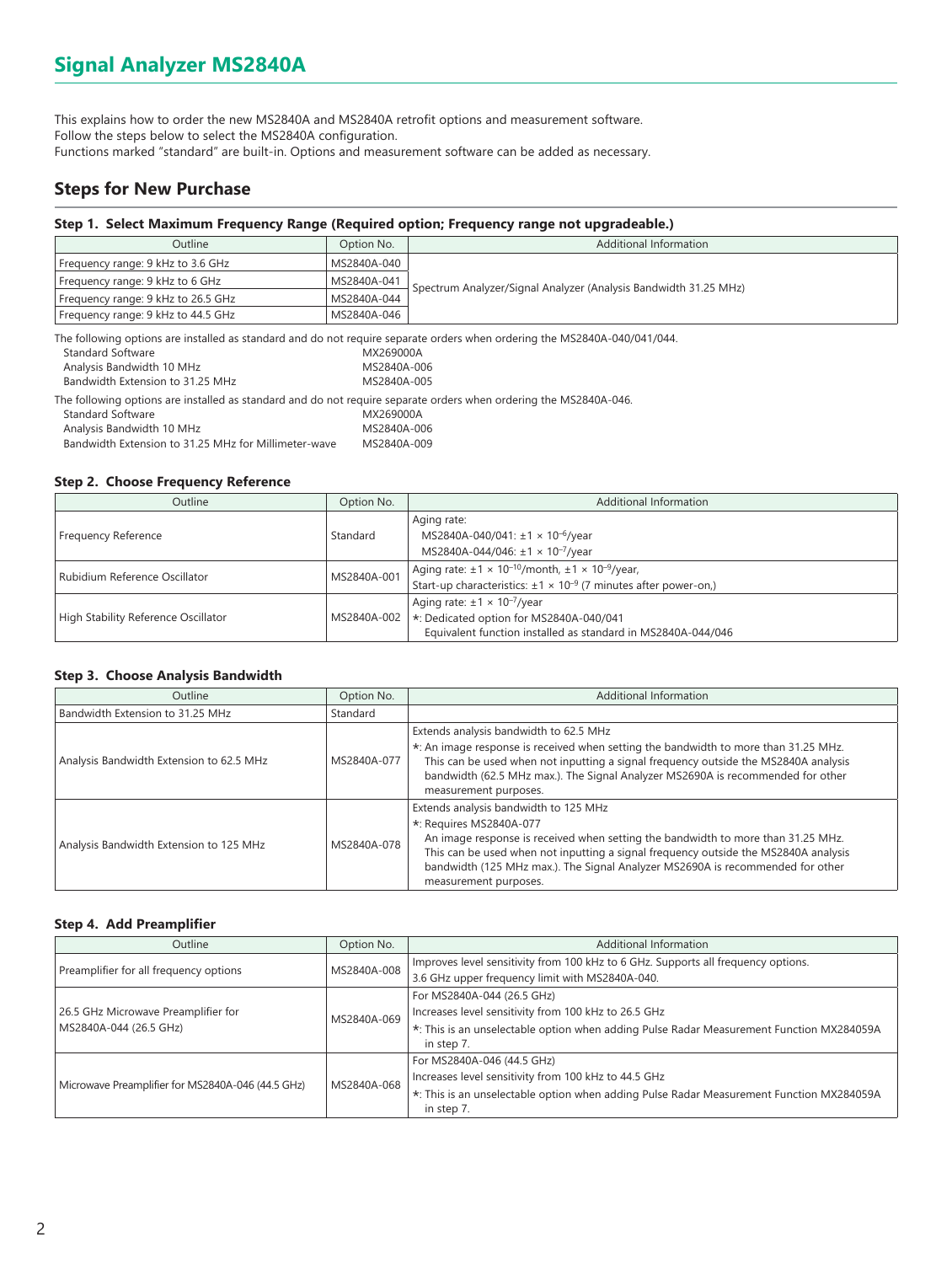# Signal Analyzer MS2840A

This explains how to order the new MS2840A and MS2840A retrofit options and measurement software.
Follow the steps below to select the MS2840A configuration.
Functions marked "standard" are built-in. Options and measurement software can be added as necessary.

## Steps for New Purchase

### Step 1. Select Maximum Frequency Range (Required option; Frequency range not upgradeable.)

| Outline | Option No. | Additional Information |
|---|---|---|
| Frequency range: 9 kHz to 3.6 GHz | MS2840A-040 | Spectrum Analyzer/Signal Analyzer (Analysis Bandwidth 31.25 MHz) |
| Frequency range: 9 kHz to 6 GHz | MS2840A-041 | |
| Frequency range: 9 kHz to 26.5 GHz | MS2840A-044 | |
| Frequency range: 9 kHz to 44.5 GHz | MS2840A-046 | |

The following options are installed as standard and do not require separate orders when ordering the MS2840A-040/041/044.

| | |
|---|---|
| Standard Software | MX269000A |
| Analysis Bandwidth 10 MHz | MS2840A-006 |
| Bandwidth Extension to 31.25 MHz | MS2840A-005 |

The following options are installed as standard and do not require separate orders when ordering the MS2840A-046.

| | |
|---|---|
| Standard Software | MX269000A |
| Analysis Bandwidth 10 MHz | MS2840A-006 |
| Bandwidth Extension to 31.25 MHz for Millimeter-wave | MS2840A-009 |

### Step 2. Choose Frequency Reference

| Outline | Option No. | Additional Information |
|---|---|---|
| Frequency Reference | Standard | Aging rate:<br>MS2840A-040/041: $\pm1 \times 10^{-6}$/year<br>MS2840A-044/046: $\pm1 \times 10^{-7}$/year |
| Rubidium Reference Oscillator | MS2840A-001 | Aging rate: $\pm1 \times 10^{-10}$/month, $\pm1 \times 10^{-9}$/year,<br>Start-up characteristics: $\pm1 \times 10^{-9}$ (7 minutes after power-on,) |
| High Stability Reference Oscillator | MS2840A-002 | Aging rate: $\pm1 \times 10^{-7}$/year<br>*: Dedicated option for MS2840A-040/041<br>Equivalent function installed as standard in MS2840A-044/046 |

### Step 3. Choose Analysis Bandwidth

| Outline | Option No. | Additional Information |
|---|---|---|
| Bandwidth Extension to 31.25 MHz | Standard | |
| Analysis Bandwidth Extension to 62.5 MHz | MS2840A-077 | Extends analysis bandwidth to 62.5 MHz<br>*: An image response is received when setting the bandwidth to more than 31.25 MHz. This can be used when not inputting a signal frequency outside the MS2840A analysis bandwidth (62.5 MHz max.). The Signal Analyzer MS2690A is recommended for other measurement purposes. |
| Analysis Bandwidth Extension to 125 MHz | MS2840A-078 | Extends analysis bandwidth to 125 MHz<br>*: Requires MS2840A-077<br>An image response is received when setting the bandwidth to more than 31.25 MHz. This can be used when not inputting a signal frequency outside the MS2840A analysis bandwidth (125 MHz max.). The Signal Analyzer MS2690A is recommended for other measurement purposes. |

### Step 4. Add Preamplifier

| Outline | Option No. | Additional Information |
|---|---|---|
| Preamplifier for all frequency options | MS2840A-008 | Improves level sensitivity from 100 kHz to 6 GHz. Supports all frequency options.<br>3.6 GHz upper frequency limit with MS2840A-040. |
| 26.5 GHz Microwave Preamplifier for MS2840A-044 (26.5 GHz) | MS2840A-069 | For MS2840A-044 (26.5 GHz)<br>Increases level sensitivity from 100 kHz to 26.5 GHz<br>*: This is an unselectable option when adding Pulse Radar Measurement Function MX284059A in step 7. |
| Microwave Preamplifier for MS2840A-046 (44.5 GHz) | MS2840A-068 | For MS2840A-046 (44.5 GHz)<br>Increases level sensitivity from 100 kHz to 44.5 GHz<br>*: This is an unselectable option when adding Pulse Radar Measurement Function MX284059A in step 7. |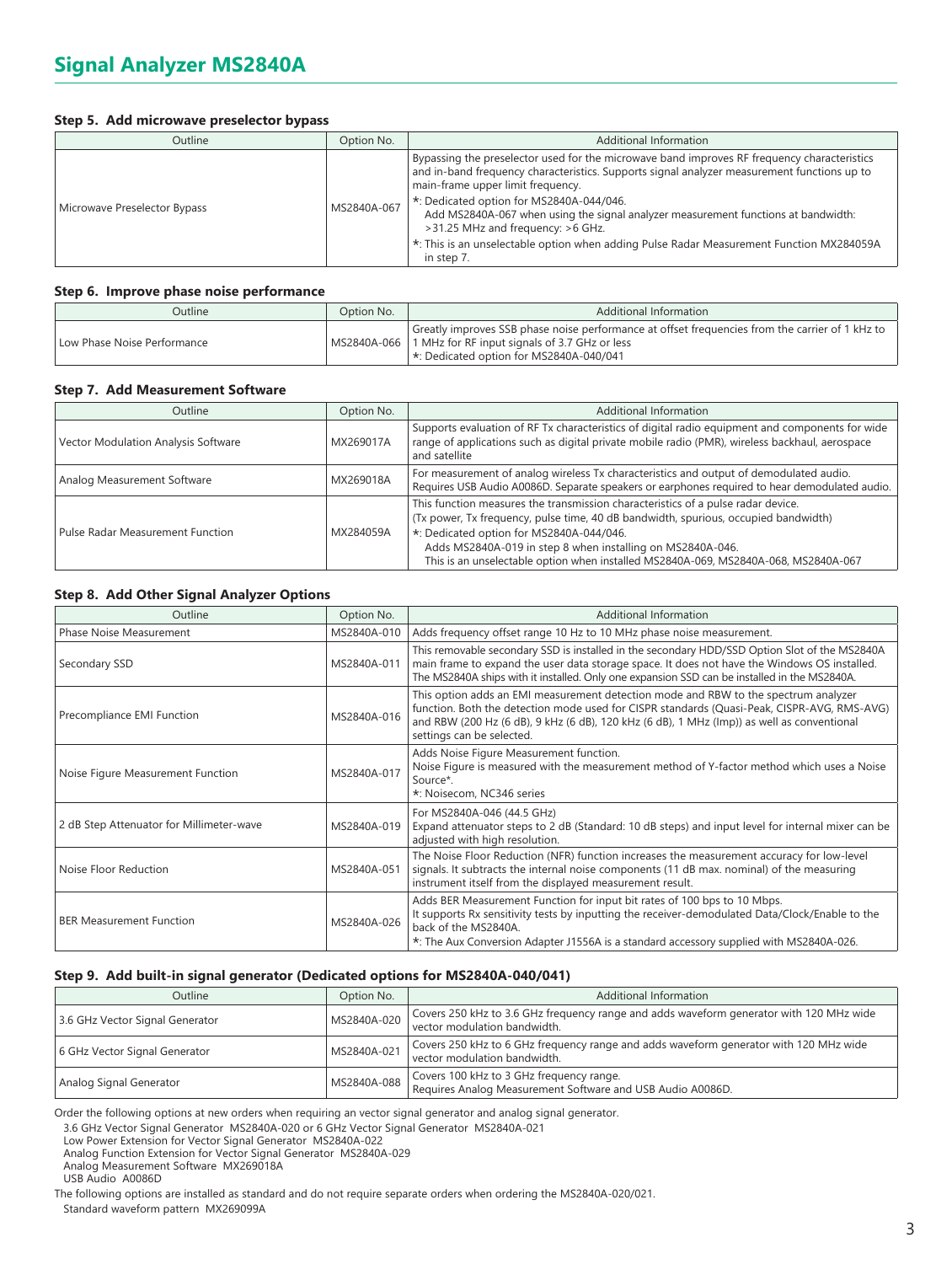# Signal Analyzer MS2840A

### Step 5. Add microwave preselector bypass

| Outline | Option No. | Additional Information |
|---|---|---|
| Microwave Preselector Bypass | MS2840A-067 | Bypassing the preselector used for the microwave band improves RF frequency characteristics and in-band frequency characteristics. Supports signal analyzer measurement functions up to main-frame upper limit frequency.<br>*: Dedicated option for MS2840A-044/046.<br>Add MS2840A-067 when using the signal analyzer measurement functions at bandwidth: >31.25 MHz and frequency: >6 GHz.<br>*: This is an unselectable option when adding Pulse Radar Measurement Function MX284059A in step 7. |

### Step 6. Improve phase noise performance

| Outline | Option No. | Additional Information |
|---|---|---|
| Low Phase Noise Performance | MS2840A-066 | Greatly improves SSB phase noise performance at offset frequencies from the carrier of 1 kHz to 1 MHz for RF input signals of 3.7 GHz or less<br>*: Dedicated option for MS2840A-040/041 |

### Step 7. Add Measurement Software

| Outline | Option No. | Additional Information |
|---|---|---|
| Vector Modulation Analysis Software | MX269017A | Supports evaluation of RF Tx characteristics of digital radio equipment and components for wide range of applications such as digital private mobile radio (PMR), wireless backhaul, aerospace and satellite |
| Analog Measurement Software | MX269018A | For measurement of analog wireless Tx characteristics and output of demodulated audio. Requires USB Audio A0086D. Separate speakers or earphones required to hear demodulated audio. |
| Pulse Radar Measurement Function | MX284059A | This function measures the transmission characteristics of a pulse radar device.<br>(Tx power, Tx frequency, pulse time, 40 dB bandwidth, spurious, occupied bandwidth)<br>*: Dedicated option for MS2840A-044/046.<br>Adds MS2840A-019 in step 8 when installing on MS2840A-046.<br>This is an unselectable option when installed MS2840A-069, MS2840A-068, MS2840A-067 |

### Step 8. Add Other Signal Analyzer Options

| Outline | Option No. | Additional Information |
|---|---|---|
| Phase Noise Measurement | MS2840A-010 | Adds frequency offset range 10 Hz to 10 MHz phase noise measurement. |
| Secondary SSD | MS2840A-011 | This removable secondary SSD is installed in the secondary HDD/SSD Option Slot of the MS2840A main frame to expand the user data storage space. It does not have the Windows OS installed. The MS2840A ships with it installed. Only one expansion SSD can be installed in the MS2840A. |
| Precompliance EMI Function | MS2840A-016 | This option adds an EMI measurement detection mode and RBW to the spectrum analyzer function. Both the detection mode used for CISPR standards (Quasi-Peak, CISPR-AVG, RMS-AVG) and RBW (200 Hz (6 dB), 9 kHz (6 dB), 120 kHz (6 dB), 1 MHz (Imp)) as well as conventional settings can be selected. |
| Noise Figure Measurement Function | MS2840A-017 | Adds Noise Figure Measurement function.<br>Noise Figure is measured with the measurement method of Y-factor method which uses a Noise Source*.<br>*: Noisecom, NC346 series |
| 2 dB Step Attenuator for Millimeter-wave | MS2840A-019 | For MS2840A-046 (44.5 GHz)<br>Expand attenuator steps to 2 dB (Standard: 10 dB steps) and input level for internal mixer can be adjusted with high resolution. |
| Noise Floor Reduction | MS2840A-051 | The Noise Floor Reduction (NFR) function increases the measurement accuracy for low-level signals. It subtracts the internal noise components (11 dB max. nominal) of the measuring instrument itself from the displayed measurement result. |
| BER Measurement Function | MS2840A-026 | Adds BER Measurement Function for input bit rates of 100 bps to 10 Mbps.<br>It supports Rx sensitivity tests by inputting the receiver-demodulated Data/Clock/Enable to the back of the MS2840A.<br>*: The Aux Conversion Adapter J1556A is a standard accessory supplied with MS2840A-026. |

### Step 9. Add built-in signal generator (Dedicated options for MS2840A-040/041)

| Outline | Option No. | Additional Information |
|---|---|---|
| 3.6 GHz Vector Signal Generator | MS2840A-020 | Covers 250 kHz to 3.6 GHz frequency range and adds waveform generator with 120 MHz wide vector modulation bandwidth. |
| 6 GHz Vector Signal Generator | MS2840A-021 | Covers 250 kHz to 6 GHz frequency range and adds waveform generator with 120 MHz wide vector modulation bandwidth. |
| Analog Signal Generator | MS2840A-088 | Covers 100 kHz to 3 GHz frequency range.<br>Requires Analog Measurement Software and USB Audio A0086D. |

Order the following options at new orders when requiring an vector signal generator and analog signal generator.

- 3.6 GHz Vector Signal Generator MS2840A-020 or 6 GHz Vector Signal Generator MS2840A-021
- Low Power Extension for Vector Signal Generator MS2840A-022
- Analog Function Extension for Vector Signal Generator MS2840A-029
- Analog Measurement Software MX269018A
- USB Audio A0086D

The following options are installed as standard and do not require separate orders when ordering the MS2840A-020/021.

- Standard waveform pattern MX269099A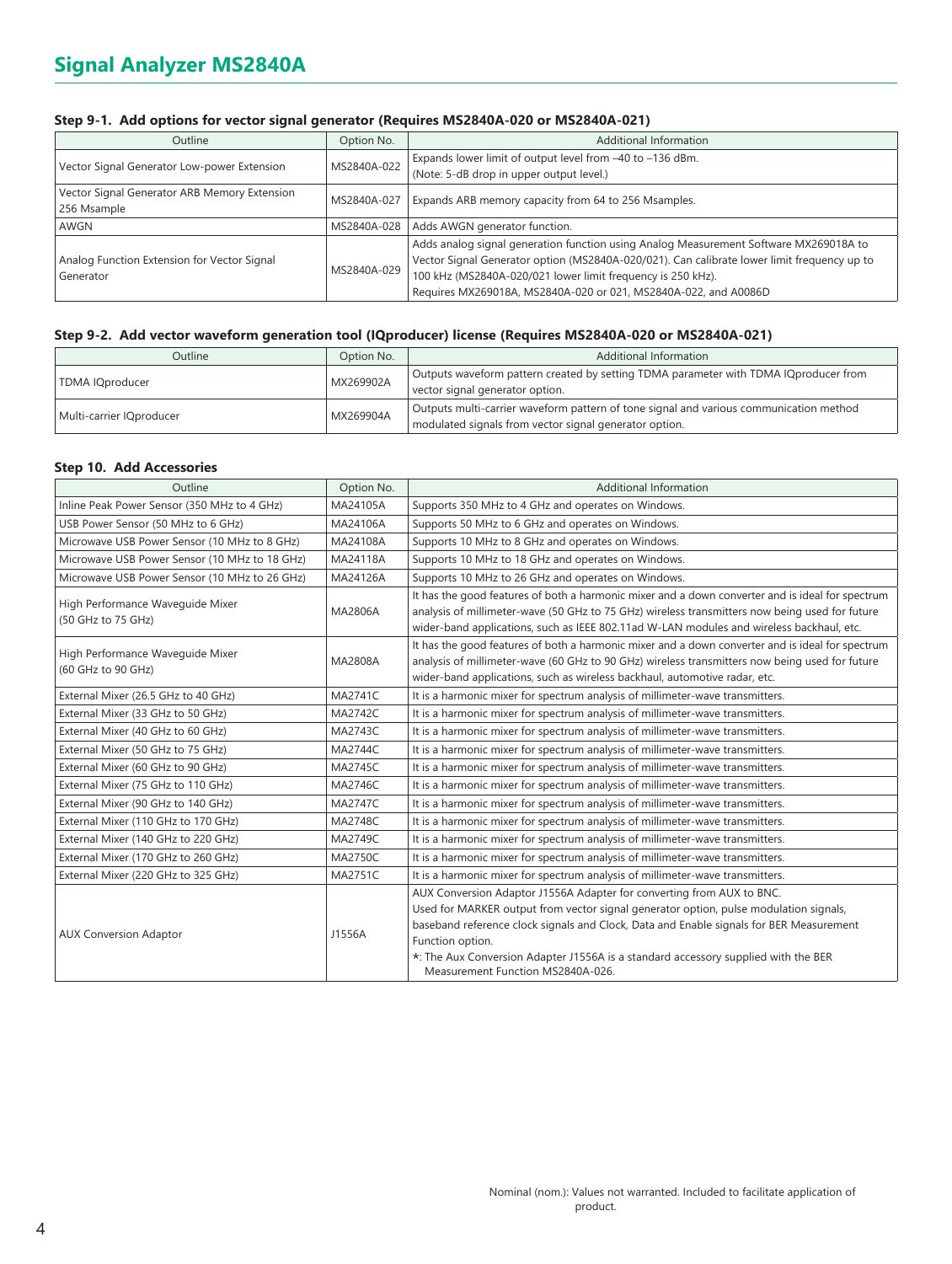# Signal Analyzer MS2840A

### Step 9-1. Add options for vector signal generator (Requires MS2840A-020 or MS2840A-021)

| Outline | Option No. | Additional Information |
|---|---|---|
| Vector Signal Generator Low-power Extension | MS2840A-022 | Expands lower limit of output level from –40 to –136 dBm.<br>(Note: 5-dB drop in upper output level.) |
| Vector Signal Generator ARB Memory Extension 256 Msample | MS2840A-027 | Expands ARB memory capacity from 64 to 256 Msamples. |
| AWGN | MS2840A-028 | Adds AWGN generator function. |
| Analog Function Extension for Vector Signal Generator | MS2840A-029 | Adds analog signal generation function using Analog Measurement Software MX269018A to Vector Signal Generator option (MS2840A-020/021). Can calibrate lower limit frequency up to 100 kHz (MS2840A-020/021 lower limit frequency is 250 kHz).<br>Requires MX269018A, MS2840A-020 or 021, MS2840A-022, and A0086D |

### Step 9-2. Add vector waveform generation tool (IQproducer) license (Requires MS2840A-020 or MS2840A-021)

| Outline | Option No. | Additional Information |
|---|---|---|
| TDMA IQproducer | MX269902A | Outputs waveform pattern created by setting TDMA parameter with TDMA IQproducer from vector signal generator option. |
| Multi-carrier IQproducer | MX269904A | Outputs multi-carrier waveform pattern of tone signal and various communication method modulated signals from vector signal generator option. |

### Step 10. Add Accessories

| Outline | Option No. | Additional Information |
|---|---|---|
| Inline Peak Power Sensor (350 MHz to 4 GHz) | MA24105A | Supports 350 MHz to 4 GHz and operates on Windows. |
| USB Power Sensor (50 MHz to 6 GHz) | MA24106A | Supports 50 MHz to 6 GHz and operates on Windows. |
| Microwave USB Power Sensor (10 MHz to 8 GHz) | MA24108A | Supports 10 MHz to 8 GHz and operates on Windows. |
| Microwave USB Power Sensor (10 MHz to 18 GHz) | MA24118A | Supports 10 MHz to 18 GHz and operates on Windows. |
| Microwave USB Power Sensor (10 MHz to 26 GHz) | MA24126A | Supports 10 MHz to 26 GHz and operates on Windows. |
| High Performance Waveguide Mixer (50 GHz to 75 GHz) | MA2806A | It has the good features of both a harmonic mixer and a down converter and is ideal for spectrum analysis of millimeter-wave (50 GHz to 75 GHz) wireless transmitters now being used for future wider-band applications, such as IEEE 802.11ad W-LAN modules and wireless backhaul, etc. |
| High Performance Waveguide Mixer (60 GHz to 90 GHz) | MA2808A | It has the good features of both a harmonic mixer and a down converter and is ideal for spectrum analysis of millimeter-wave (60 GHz to 90 GHz) wireless transmitters now being used for future wider-band applications, such as wireless backhaul, automotive radar, etc. |
| External Mixer (26.5 GHz to 40 GHz) | MA2741C | It is a harmonic mixer for spectrum analysis of millimeter-wave transmitters. |
| External Mixer (33 GHz to 50 GHz) | MA2742C | It is a harmonic mixer for spectrum analysis of millimeter-wave transmitters. |
| External Mixer (40 GHz to 60 GHz) | MA2743C | It is a harmonic mixer for spectrum analysis of millimeter-wave transmitters. |
| External Mixer (50 GHz to 75 GHz) | MA2744C | It is a harmonic mixer for spectrum analysis of millimeter-wave transmitters. |
| External Mixer (60 GHz to 90 GHz) | MA2745C | It is a harmonic mixer for spectrum analysis of millimeter-wave transmitters. |
| External Mixer (75 GHz to 110 GHz) | MA2746C | It is a harmonic mixer for spectrum analysis of millimeter-wave transmitters. |
| External Mixer (90 GHz to 140 GHz) | MA2747C | It is a harmonic mixer for spectrum analysis of millimeter-wave transmitters. |
| External Mixer (110 GHz to 170 GHz) | MA2748C | It is a harmonic mixer for spectrum analysis of millimeter-wave transmitters. |
| External Mixer (140 GHz to 220 GHz) | MA2749C | It is a harmonic mixer for spectrum analysis of millimeter-wave transmitters. |
| External Mixer (170 GHz to 260 GHz) | MA2750C | It is a harmonic mixer for spectrum analysis of millimeter-wave transmitters. |
| External Mixer (220 GHz to 325 GHz) | MA2751C | It is a harmonic mixer for spectrum analysis of millimeter-wave transmitters. |
| AUX Conversion Adaptor | J1556A | AUX Conversion Adaptor J1556A Adapter for converting from AUX to BNC.<br>Used for MARKER output from vector signal generator option, pulse modulation signals, baseband reference clock signals and Clock, Data and Enable signals for BER Measurement Function option.<br>*: The Aux Conversion Adapter J1556A is a standard accessory supplied with the BER Measurement Function MS2840A-026. |

Nominal (nom.): Values not warranted. Included to facilitate application of product.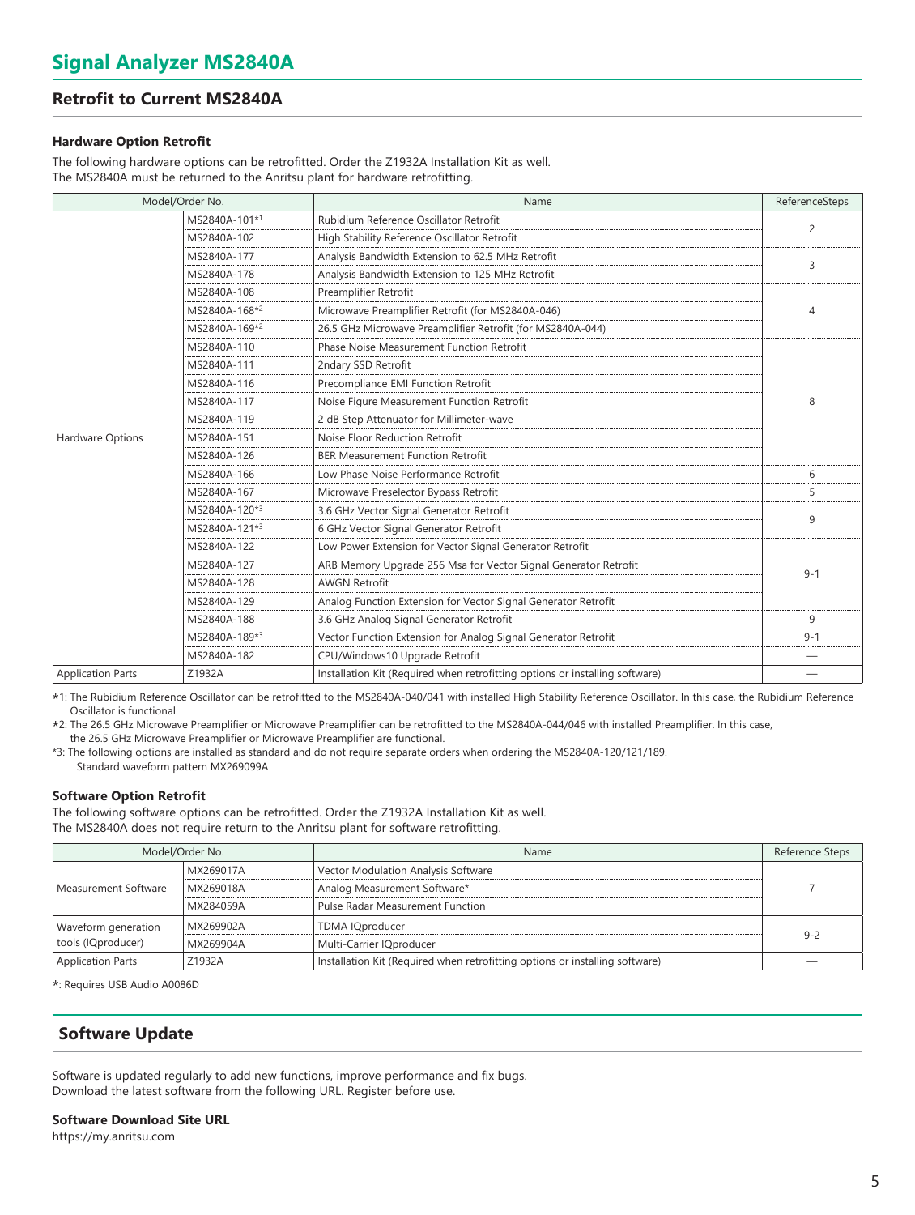# Signal Analyzer MS2840A

## Retrofit to Current MS2840A

### Hardware Option Retrofit

The following hardware options can be retrofitted. Order the Z1932A Installation Kit as well.
The MS2840A must be returned to the Anritsu plant for hardware retrofitting.

| Model/Order No. | | Name | ReferenceSteps |
|---|---|---|---|
| Hardware Options | MS2840A-101*1 | Rubidium Reference Oscillator Retrofit | 2 |
| | MS2840A-102 | High Stability Reference Oscillator Retrofit | |
| | MS2840A-177 | Analysis Bandwidth Extension to 62.5 MHz Retrofit | 3 |
| | MS2840A-178 | Analysis Bandwidth Extension to 125 MHz Retrofit | |
| | MS2840A-108 | Preamplifier Retrofit | 4 |
| | MS2840A-168*2 | Microwave Preamplifier Retrofit (for MS2840A-046) | |
| | MS2840A-169*2 | 26.5 GHz Microwave Preamplifier Retrofit (for MS2840A-044) | |
| | MS2840A-110 | Phase Noise Measurement Function Retrofit | 8 |
| | MS2840A-111 | 2ndary SSD Retrofit | |
| | MS2840A-116 | Precompliance EMI Function Retrofit | |
| | MS2840A-117 | Noise Figure Measurement Function Retrofit | |
| | MS2840A-119 | 2 dB Step Attenuator for Millimeter-wave | |
| | MS2840A-151 | Noise Floor Reduction Retrofit | |
| | MS2840A-126 | BER Measurement Function Retrofit | |
| | MS2840A-166 | Low Phase Noise Performance Retrofit | 6 |
| | MS2840A-167 | Microwave Preselector Bypass Retrofit | 5 |
| | MS2840A-120*3 | 3.6 GHz Vector Signal Generator Retrofit | 9 |
| | MS2840A-121*3 | 6 GHz Vector Signal Generator Retrofit | |
| | MS2840A-122 | Low Power Extension for Vector Signal Generator Retrofit | 9-1 |
| | MS2840A-127 | ARB Memory Upgrade 256 Msa for Vector Signal Generator Retrofit | |
| | MS2840A-128 | AWGN Retrofit | |
| | MS2840A-129 | Analog Function Extension for Vector Signal Generator Retrofit | |
| | MS2840A-188 | 3.6 GHz Analog Signal Generator Retrofit | 9 |
| | MS2840A-189*3 | Vector Function Extension for Analog Signal Generator Retrofit | 9-1 |
| | MS2840A-182 | CPU/Windows10 Upgrade Retrofit | — |
| Application Parts | Z1932A | Installation Kit (Required when retrofitting options or installing software) | — |

*1: The Rubidium Reference Oscillator can be retrofitted to the MS2840A-040/041 with installed High Stability Reference Oscillator. In this case, the Rubidium Reference Oscillator is functional.

*2: The 26.5 GHz Microwave Preamplifier or Microwave Preamplifier can be retrofitted to the MS2840A-044/046 with installed Preamplifier. In this case, the 26.5 GHz Microwave Preamplifier or Microwave Preamplifier are functional.

*3: The following options are installed as standard and do not require separate orders when ordering the MS2840A-120/121/189.
Standard waveform pattern MX269099A

### Software Option Retrofit

The following software options can be retrofitted. Order the Z1932A Installation Kit as well.
The MS2840A does not require return to the Anritsu plant for software retrofitting.

| Model/Order No. | | Name | Reference Steps |
|---|---|---|---|
| Measurement Software | MX269017A | Vector Modulation Analysis Software | 7 |
| | MX269018A | Analog Measurement Software* | |
| | MX284059A | Pulse Radar Measurement Function | |
| Waveform generation tools (IQproducer) | MX269902A | TDMA IQproducer | 9-2 |
| | MX269904A | Multi-Carrier IQproducer | |
| Application Parts | Z1932A | Installation Kit (Required when retrofitting options or installing software) | — |

*: Requires USB Audio A0086D

## Software Update

Software is updated regularly to add new functions, improve performance and fix bugs.
Download the latest software from the following URL. Register before use.

**Software Download Site URL**
https://my.anritsu.com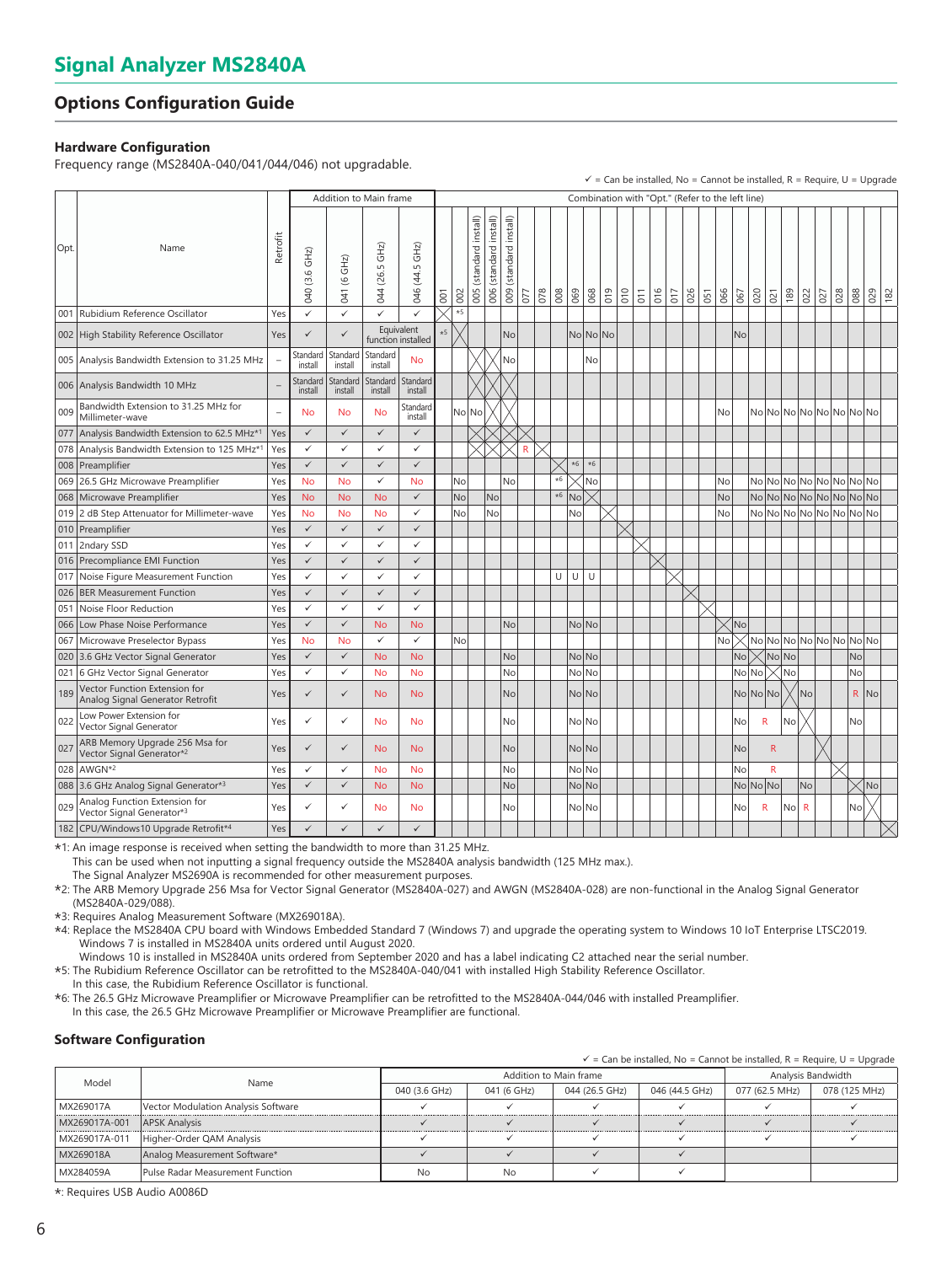# Signal Analyzer MS2840A

## Options Configuration Guide

### Hardware Configuration

Frequency range (MS2840A-040/041/044/046) not upgradable.

✓ = Can be installed, No = Cannot be installed, R = Require, U = Upgrade

| Opt. | Name | Retrofit | Addition to Main frame | | | | Combination with "Opt." (Refer to the left line) | | | | | | | | | | | | | | | | | | | | | | | | | | | |
|---|---|---|---|---|---|---|---|---|---|---|---|---|---|---|---|---|---|---|---|---|---|---|---|---|---|---|---|---|---|---|---|---|---|---|
| | | | 040 (3.6 GHz) | 041 (6 GHz) | 044 (26.5 GHz) | 046 (44.5 GHz) | 001 | 002 | 005 (standard install) | 006 (standard install) | 009 (standard install) | 077 | 078 | 008 | 069 | 068 | 019 | 010 | 011 | 016 | 017 | 026 | 051 | 066 | 067 | 020 | 021 | 189 | 022 | 027 | 028 | 088 | 029 | 182 |
| 001 | Rubidium Reference Oscillator | Yes | ✓ | ✓ | ✓ | ✓ | × | *5 | | | | | | | | | | | | | | | | | | | | | | | | | | |
| 002 | High Stability Reference Oscillator | Yes | ✓ | ✓ | Equivalent function installed | | *5 | × | | | No | | | | No | No | No | | | | | | | | No | | | | | | | | | |
| 005 | Analysis Bandwidth Extension to 31.25 MHz | – | Standard install | Standard install | Standard install | No | | | × | × | No | | | | | No | | | | | | | | | | | | | | | | | | |
| 006 | Analysis Bandwidth 10 MHz | – | Standard install | Standard install | Standard install | Standard install | | | × | × | × | | | | | | | | | | | | | | | | | | | | | | | |
| 009 | Bandwidth Extension to 31.25 MHz for Millimeter-wave | – | No | No | No | Standard install | | No | No | × | × | | | | | | | | | | | | | No | | No | No | No | No | No | No | No | No | |
| 077 | Analysis Bandwidth Extension to 62.5 MHz*1 | Yes | ✓ | ✓ | ✓ | ✓ | | | × | × | × | × | | | | | | | | | | | | | | | | | | | | | | |
| 078 | Analysis Bandwidth Extension to 125 MHz*1 | Yes | ✓ | ✓ | ✓ | ✓ | | | × | × | × | R | × | | | | | | | | | | | | | | | | | | | | | |
| 008 | Preamplifier | Yes | ✓ | ✓ | ✓ | ✓ | | | | | | | | × | *6 | *6 | | | | | | | | | | | | | | | | | | |
| 069 | 26.5 GHz Microwave Preamplifier | Yes | No | No | ✓ | No | | No | | | No | | | *6 | × | No | | | | | | | | No | | No | No | No | No | No | No | No | No | |
| 068 | Microwave Preamplifier | Yes | No | No | No | ✓ | | No | | No | | | | *6 | No | × | | | | | | | | No | | No | No | No | No | No | No | No | No | |
| 019 | 2 dB Step Attenuator for Millimeter-wave | Yes | No | No | No | ✓ | | No | | No | | | | | No | | × | | | | | | | No | | No | No | No | No | No | No | No | No | |
| 010 | Preamplifier | Yes | ✓ | ✓ | ✓ | ✓ | | | | | | | | | | | | × | | | | | | | | | | | | | | | | |
| 011 | 2ndary SSD | Yes | ✓ | ✓ | ✓ | ✓ | | | | | | | | | | | | | × | | | | | | | | | | | | | | | |
| 016 | Precompliance EMI Function | Yes | ✓ | ✓ | ✓ | ✓ | | | | | | | | | | | | | | × | | | | | | | | | | | | | | |
| 017 | Noise Figure Measurement Function | Yes | ✓ | ✓ | ✓ | ✓ | | | | | | | | U | U | U | | | | | × | | | | | | | | | | | | | |
| 026 | BER Measurement Function | Yes | ✓ | ✓ | ✓ | ✓ | | | | | | | | | | | | | | | | × | | | | | | | | | | | | |
| 051 | Noise Floor Reduction | Yes | ✓ | ✓ | ✓ | ✓ | | | | | | | | | | | | | | | | | × | | | | | | | | | | | |
| 066 | Low Phase Noise Performance | Yes | ✓ | ✓ | No | No | | | | | No | | | | No | No | | | | | | | | × | No | | | | | | | | | |
| 067 | Microwave Preselector Bypass | Yes | No | No | ✓ | ✓ | | No | | | | | | | | | | | | | | | | No | × | No | No | No | No | No | No | No | No | |
| 020 | 3.6 GHz Vector Signal Generator | Yes | ✓ | ✓ | No | No | | | | | No | | | | No | No | | | | | | | | | No | × | No | No | | | | No | | |
| 021 | 6 GHz Vector Signal Generator | Yes | ✓ | ✓ | No | No | | | | | No | | | | No | No | | | | | | | | | No | No | × | No | | | | No | | |
| 189 | Vector Function Extension for Analog Signal Generator Retrofit | Yes | ✓ | ✓ | No | No | | | | | No | | | | No | No | | | | | | | | | No | No | No | × | No | | | R | No | |
| 022 | Low Power Extension for Vector Signal Generator | Yes | ✓ | ✓ | No | No | | | | | No | | | | No | No | | | | | | | | | No | | R | No | × | | | No | | |
| 027 | ARB Memory Upgrade 256 Msa for Vector Signal Generator*2 | Yes | ✓ | ✓ | No | No | | | | | No | | | | No | No | | | | | | | | | No | | R | | | × | | | | |
| 028 | AWGN*2 | Yes | ✓ | ✓ | No | No | | | | | No | | | | No | No | | | | | | | | | No | | R | | | | × | | | |
| 088 | 3.6 GHz Analog Signal Generator*3 | Yes | ✓ | ✓ | No | No | | | | | No | | | | No | No | | | | | | | | | No | No | No | | No | | | × | No | |
| 029 | Analog Function Extension for Vector Signal Generator*3 | Yes | ✓ | ✓ | No | No | | | | | No | | | | No | No | | | | | | | | | No | | R | No | R | | | No | × | |
| 182 | CPU/Windows10 Upgrade Retrofit*4 | Yes | ✓ | ✓ | ✓ | ✓ | | | | | | | | | | | | | | | | | | | | | | | | | | | | × |

*1: An image response is received when setting the bandwidth to more than 31.25 MHz.
This can be used when not inputting a signal frequency outside the MS2840A analysis bandwidth (125 MHz max.).
The Signal Analyzer MS2690A is recommended for other measurement purposes.

*2: The ARB Memory Upgrade 256 Msa for Vector Signal Generator (MS2840A-027) and AWGN (MS2840A-028) are non-functional in the Analog Signal Generator (MS2840A-029/088).

*3: Requires Analog Measurement Software (MX269018A).

*4: Replace the MS2840A CPU board with Windows Embedded Standard 7 (Windows 7) and upgrade the operating system to Windows 10 IoT Enterprise LTSC2019.
Windows 7 is installed in MS2840A units ordered until August 2020.
Windows 10 is installed in MS2840A units ordered from September 2020 and has a label indicating C2 attached near the serial number.

*5: The Rubidium Reference Oscillator can be retrofitted to the MS2840A-040/041 with installed High Stability Reference Oscillator.
In this case, the Rubidium Reference Oscillator is functional.

*6: The 26.5 GHz Microwave Preamplifier or Microwave Preamplifier can be retrofitted to the MS2840A-044/046 with installed Preamplifier.
In this case, the 26.5 GHz Microwave Preamplifier or Microwave Preamplifier are functional.

### Software Configuration

✓ = Can be installed, No = Cannot be installed, R = Require, U = Upgrade

| Model | Name | Addition to Main frame | | | | Analysis Bandwidth | |
|---|---|---|---|---|---|---|---|
| | | 040 (3.6 GHz) | 041 (6 GHz) | 044 (26.5 GHz) | 046 (44.5 GHz) | 077 (62.5 MHz) | 078 (125 MHz) |
| MX269017A | Vector Modulation Analysis Software | ✓ | ✓ | ✓ | ✓ | ✓ | ✓ |
| MX269017A-001 | APSK Analysis | ✓ | ✓ | ✓ | ✓ | ✓ | ✓ |
| MX269017A-011 | Higher-Order QAM Analysis | ✓ | ✓ | ✓ | ✓ | ✓ | ✓ |
| MX269018A | Analog Measurement Software* | ✓ | ✓ | ✓ | ✓ | | |
| MX284059A | Pulse Radar Measurement Function | No | No | ✓ | ✓ | | |

*: Requires USB Audio A0086D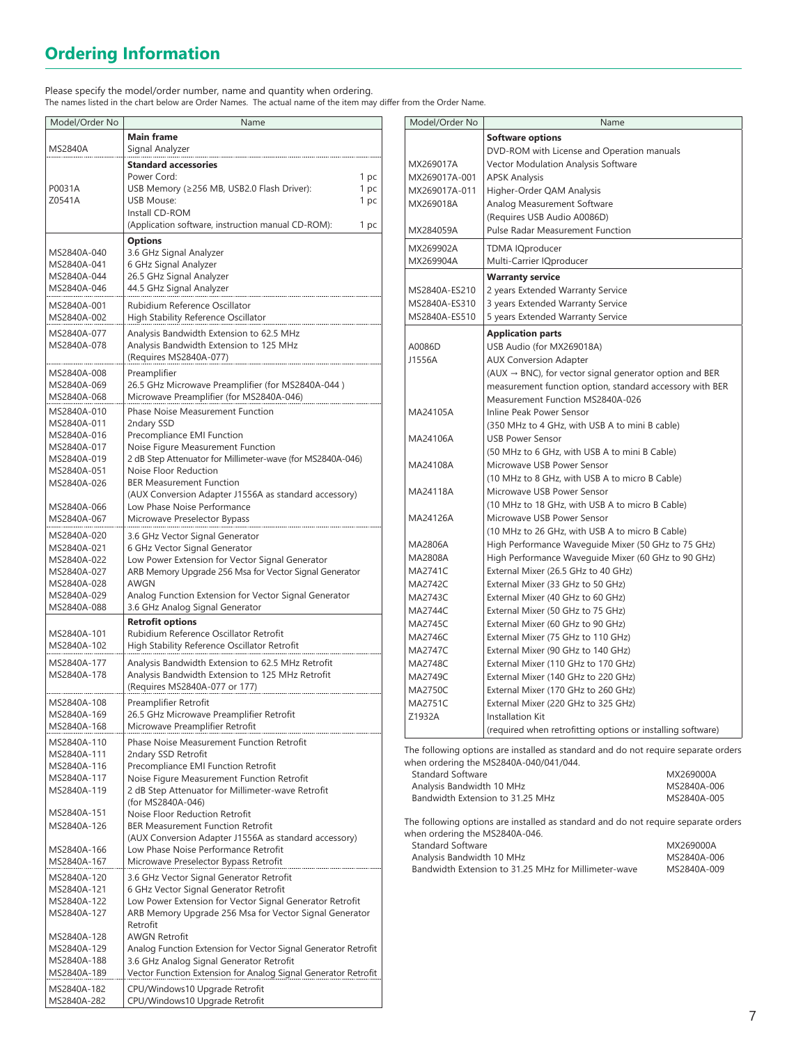## Ordering Information

Please specify the model/order number, name and quantity when ordering.
The names listed in the chart below are Order Names. The actual name of the item may differ from the Order Name.

| Model/Order No | Name | |
|---|---|---|
| | **Main frame** | |
| MS2840A | Signal Analyzer | |
| | **Standard accessories** | |
| | Power Cord: | 1 pc |
| P0031A | USB Memory (≥256 MB, USB2.0 Flash Driver): | 1 pc |
| Z0541A | USB Mouse: | 1 pc |
| | Install CD-ROM (Application software, instruction manual CD-ROM): | 1 pc |
| | **Options** | |
| MS2840A-040 | 3.6 GHz Signal Analyzer | |
| MS2840A-041 | 6 GHz Signal Analyzer | |
| MS2840A-044 | 26.5 GHz Signal Analyzer | |
| MS2840A-046 | 44.5 GHz Signal Analyzer | |
| MS2840A-001 | Rubidium Reference Oscillator | |
| MS2840A-002 | High Stability Reference Oscillator | |
| MS2840A-077 | Analysis Bandwidth Extension to 62.5 MHz | |
| MS2840A-078 | Analysis Bandwidth Extension to 125 MHz (Requires MS2840A-077) | |
| MS2840A-008 | Preamplifier | |
| MS2840A-069 | 26.5 GHz Microwave Preamplifier (for MS2840A-044 ) | |
| MS2840A-068 | Microwave Preamplifier (for MS2840A-046) | |
| MS2840A-010 | Phase Noise Measurement Function | |
| MS2840A-011 | 2ndary SSD | |
| MS2840A-016 | Precompliance EMI Function | |
| MS2840A-017 | Noise Figure Measurement Function | |
| MS2840A-019 | 2 dB Step Attenuator for Millimeter-wave (for MS2840A-046) | |
| MS2840A-051 | Noise Floor Reduction | |
| MS2840A-026 | BER Measurement Function (AUX Conversion Adapter J1556A as standard accessory) | |
| MS2840A-066 | Low Phase Noise Performance | |
| MS2840A-067 | Microwave Preselector Bypass | |
| MS2840A-020 | 3.6 GHz Vector Signal Generator | |
| MS2840A-021 | 6 GHz Vector Signal Generator | |
| MS2840A-022 | Low Power Extension for Vector Signal Generator | |
| MS2840A-027 | ARB Memory Upgrade 256 Msa for Vector Signal Generator | |
| MS2840A-028 | AWGN | |
| MS2840A-029 | Analog Function Extension for Vector Signal Generator | |
| MS2840A-088 | 3.6 GHz Analog Signal Generator | |
| | **Retrofit options** | |
| MS2840A-101 | Rubidium Reference Oscillator Retrofit | |
| MS2840A-102 | High Stability Reference Oscillator Retrofit | |
| MS2840A-177 | Analysis Bandwidth Extension to 62.5 MHz Retrofit | |
| MS2840A-178 | Analysis Bandwidth Extension to 125 MHz Retrofit (Requires MS2840A-077 or 177) | |
| MS2840A-108 | Preamplifier Retrofit | |
| MS2840A-169 | 26.5 GHz Microwave Preamplifier Retrofit | |
| MS2840A-168 | Microwave Preamplifier Retrofit | |
| MS2840A-110 | Phase Noise Measurement Function Retrofit | |
| MS2840A-111 | 2ndary SSD Retrofit | |
| MS2840A-116 | Precompliance EMI Function Retrofit | |
| MS2840A-117 | Noise Figure Measurement Function Retrofit | |
| MS2840A-119 | 2 dB Step Attenuator for Millimeter-wave Retrofit (for MS2840A-046) | |
| MS2840A-151 | Noise Floor Reduction Retrofit | |
| MS2840A-126 | BER Measurement Function Retrofit (AUX Conversion Adapter J1556A as standard accessory) | |
| MS2840A-166 | Low Phase Noise Performance Retrofit | |
| MS2840A-167 | Microwave Preselector Bypass Retrofit | |
| MS2840A-120 | 3.6 GHz Vector Signal Generator Retrofit | |
| MS2840A-121 | 6 GHz Vector Signal Generator Retrofit | |
| MS2840A-122 | Low Power Extension for Vector Signal Generator Retrofit | |
| MS2840A-127 | ARB Memory Upgrade 256 Msa for Vector Signal Generator Retrofit | |
| MS2840A-128 | AWGN Retrofit | |
| MS2840A-129 | Analog Function Extension for Vector Signal Generator Retrofit | |
| MS2840A-188 | 3.6 GHz Analog Signal Generator Retrofit | |
| MS2840A-189 | Vector Function Extension for Analog Signal Generator Retrofit | |
| MS2840A-182 | CPU/Windows10 Upgrade Retrofit | |
| MS2840A-282 | CPU/Windows10 Upgrade Retrofit | |

| Model/Order No | Name |
|---|---|
| | **Software options** |
| | DVD-ROM with License and Operation manuals |
| MX269017A | Vector Modulation Analysis Software |
| MX269017A-001 | APSK Analysis |
| MX269017A-011 | Higher-Order QAM Analysis |
| MX269018A | Analog Measurement Software (Requires USB Audio A0086D) |
| MX284059A | Pulse Radar Measurement Function |
| MX269902A | TDMA IQproducer |
| MX269904A | Multi-Carrier IQproducer |
| | **Warranty service** |
| MS2840A-ES210 | 2 years Extended Warranty Service |
| MS2840A-ES310 | 3 years Extended Warranty Service |
| MS2840A-ES510 | 5 years Extended Warranty Service |
| | **Application parts** |
| A0086D | USB Audio (for MX269018A) |
| J1556A | AUX Conversion Adapter (AUX → BNC), for vector signal generator option and BER measurement function option, standard accessory with BER Measurement Function MS2840A-026 |
| MA24105A | Inline Peak Power Sensor (350 MHz to 4 GHz, with USB A to mini B cable) |
| MA24106A | USB Power Sensor (50 MHz to 6 GHz, with USB A to mini B Cable) |
| MA24108A | Microwave USB Power Sensor (10 MHz to 8 GHz, with USB A to micro B Cable) |
| MA24118A | Microwave USB Power Sensor (10 MHz to 18 GHz, with USB A to micro B Cable) |
| MA24126A | Microwave USB Power Sensor (10 MHz to 26 GHz, with USB A to micro B Cable) |
| MA2806A | High Performance Waveguide Mixer (50 GHz to 75 GHz) |
| MA2808A | High Performance Waveguide Mixer (60 GHz to 90 GHz) |
| MA2741C | External Mixer (26.5 GHz to 40 GHz) |
| MA2742C | External Mixer (33 GHz to 50 GHz) |
| MA2743C | External Mixer (40 GHz to 60 GHz) |
| MA2744C | External Mixer (50 GHz to 75 GHz) |
| MA2745C | External Mixer (60 GHz to 90 GHz) |
| MA2746C | External Mixer (75 GHz to 110 GHz) |
| MA2747C | External Mixer (90 GHz to 140 GHz) |
| MA2748C | External Mixer (110 GHz to 170 GHz) |
| MA2749C | External Mixer (140 GHz to 220 GHz) |
| MA2750C | External Mixer (170 GHz to 260 GHz) |
| MA2751C | External Mixer (220 GHz to 325 GHz) |
| Z1932A | Installation Kit (required when retrofitting options or installing software) |

The following options are installed as standard and do not require separate orders when ordering the MS2840A-040/041/044.

| | |
|---|---|
| Standard Software | MX269000A |
| Analysis Bandwidth 10 MHz | MS2840A-006 |
| Bandwidth Extension to 31.25 MHz | MS2840A-005 |

The following options are installed as standard and do not require separate orders when ordering the MS2840A-046.

| | |
|---|---|
| Standard Software | MX269000A |
| Analysis Bandwidth 10 MHz | MS2840A-006 |
| Bandwidth Extension to 31.25 MHz for Millimeter-wave | MS2840A-009 |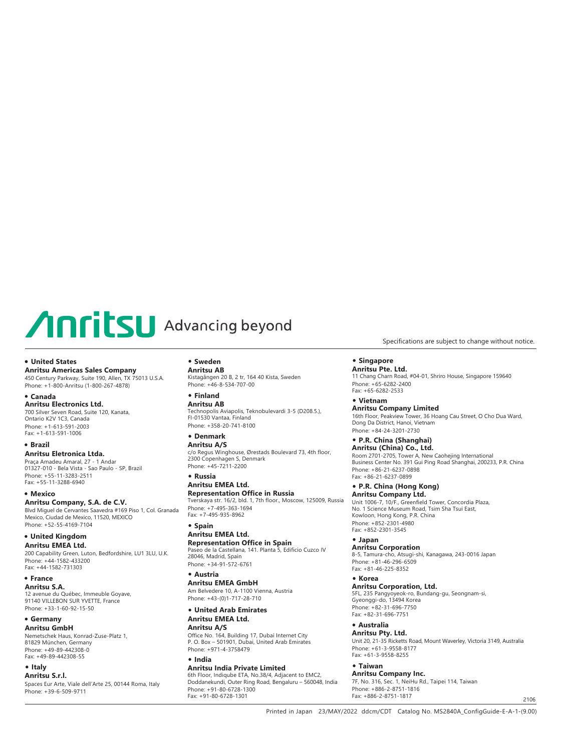Anritsu Advancing beyond

Specifications are subject to change without notice.

• **United States**
**Anritsu Americas Sales Company**
450 Century Parkway, Suite 190, Allen, TX 75013 U.S.A.
Phone: +1-800-Anritsu (1-800-267-4878)

• **Canada**
**Anritsu Electronics Ltd.**
700 Silver Seven Road, Suite 120, Kanata,
Ontario K2V 1C3, Canada
Phone: +1-613-591-2003
Fax: +1-613-591-1006

• **Brazil**
**Anritsu Eletronica Ltda.**
Praça Amadeu Amaral, 27 - 1 Andar
01327-010 - Bela Vista - Sao Paulo - SP, Brazil
Phone: +55-11-3283-2511
Fax: +55-11-3288-6940

• **Mexico**
**Anritsu Company, S.A. de C.V.**
Blvd Miguel de Cervantes Saavedra #169 Piso 1, Col. Granada
Mexico, Ciudad de Mexico, 11520, MEXICO
Phone: +52-55-4169-7104

• **United Kingdom**
**Anritsu EMEA Ltd.**
200 Capability Green, Luton, Bedfordshire, LU1 3LU, U.K.
Phone: +44-1582-433200
Fax: +44-1582-731303

• **France**
**Anritsu S.A.**
12 avenue du Québec, Immeuble Goyave,
91140 VILLEBON SUR YVETTE, France
Phone: +33-1-60-92-15-50

• **Germany**
**Anritsu GmbH**
Nemetschek Haus, Konrad-Zuse-Platz 1,
81829 München, Germany
Phone: +49-89-442308-0
Fax: +49-89-442308-55

• **Italy**
**Anritsu S.r.l.**
Spaces Eur Arte, Viale dell'Arte 25, 00144 Roma, Italy
Phone: +39-6-509-9711

• **Sweden**
**Anritsu AB**
Kistagången 20 B, 2 tr, 164 40 Kista, Sweden
Phone: +46-8-534-707-00

• **Finland**
**Anritsu AB**
Technopolis Aviapolis, Teknobulevardi 3-5 (D208.5.),
FI-01530 Vantaa, Finland
Phone: +358-20-741-8100

• **Denmark**
**Anritsu A/S**
c/o Regus Winghouse, Ørestads Boulevard 73, 4th floor,
2300 Copenhagen S, Denmark
Phone: +45-7211-2200

• **Russia**
**Anritsu EMEA Ltd.**
**Representation Office in Russia**
Tverskaya str. 16/2, bld. 1, 7th floor., Moscow, 125009, Russia
Phone: +7-495-363-1694
Fax: +7-495-935-8962

• **Spain**
**Anritsu EMEA Ltd.**
**Representation Office in Spain**
Paseo de la Castellana, 141. Planta 5, Edificio Cuzco IV
28046, Madrid, Spain
Phone: +34-91-572-6761

• **Austria**
**Anritsu EMEA GmbH**
Am Belvedere 10, A-1100 Vienna, Austria
Phone: +43-(0)1-717-28-710

• **United Arab Emirates**
**Anritsu EMEA Ltd.**
**Anritsu A/S**
Office No. 164, Building 17, Dubai Internet City
P. O. Box – 501901, Dubai, United Arab Emirates
Phone: +971-4-3758479

• **India**
**Anritsu India Private Limited**
6th Floor, Indiqube ETA, No.38/4, Adjacent to EMC2,
Doddanekundi, Outer Ring Road, Bengaluru – 560048, India
Phone: +91-80-6728-1300
Fax: +91-80-6728-1301

• **Singapore**
**Anritsu Pte. Ltd.**
11 Chang Charn Road, #04-01, Shriro House, Singapore 159640
Phone: +65-6282-2400
Fax: +65-6282-2533

• **Vietnam**
**Anritsu Company Limited**
16th Floor, Peakview Tower, 36 Hoang Cau Street, O Cho Dua Ward,
Dong Da District, Hanoi, Vietnam
Phone: +84-24-3201-2730

• **P.R. China (Shanghai)**
**Anritsu (China) Co., Ltd.**
Room 2701-2705, Tower A, New Caohejing International
Business Center No. 391 Gui Ping Road Shanghai, 200233, P.R. China
Phone: +86-21-6237-0898
Fax: +86-21-6237-0899

• **P.R. China (Hong Kong)**
**Anritsu Company Ltd.**
Unit 1006-7, 10/F., Greenfield Tower, Concordia Plaza,
No. 1 Science Museum Road, Tsim Sha Tsui East,
Kowloon, Hong Kong, P.R. China
Phone: +852-2301-4980
Fax: +852-2301-3545

• **Japan**
**Anritsu Corporation**
8-5, Tamura-cho, Atsugi-shi, Kanagawa, 243-0016 Japan
Phone: +81-46-296-6509
Fax: +81-46-225-8352

• **Korea**
**Anritsu Corporation, Ltd.**
5FL, 235 Pangyoyeok-ro, Bundang-gu, Seongnam-si,
Gyeonggi-do, 13494 Korea
Phone: +82-31-696-7750
Fax: +82-31-696-7751

• **Australia**
**Anritsu Pty. Ltd.**
Unit 20, 21-35 Ricketts Road, Mount Waverley, Victoria 3149, Australia
Phone: +61-3-9558-8177
Fax: +61-3-9558-8255

• **Taiwan**
**Anritsu Company Inc.**
7F, No. 316, Sec. 1, NeiHu Rd., Taipei 114, Taiwan
Phone: +886-2-8751-1816
Fax: +886-2-8751-1817

2106

Printed in Japan 23/MAY/2022 ddcm/CDT Catalog No. MS2840A_ConfigGuide-E-A-1-(9.00)